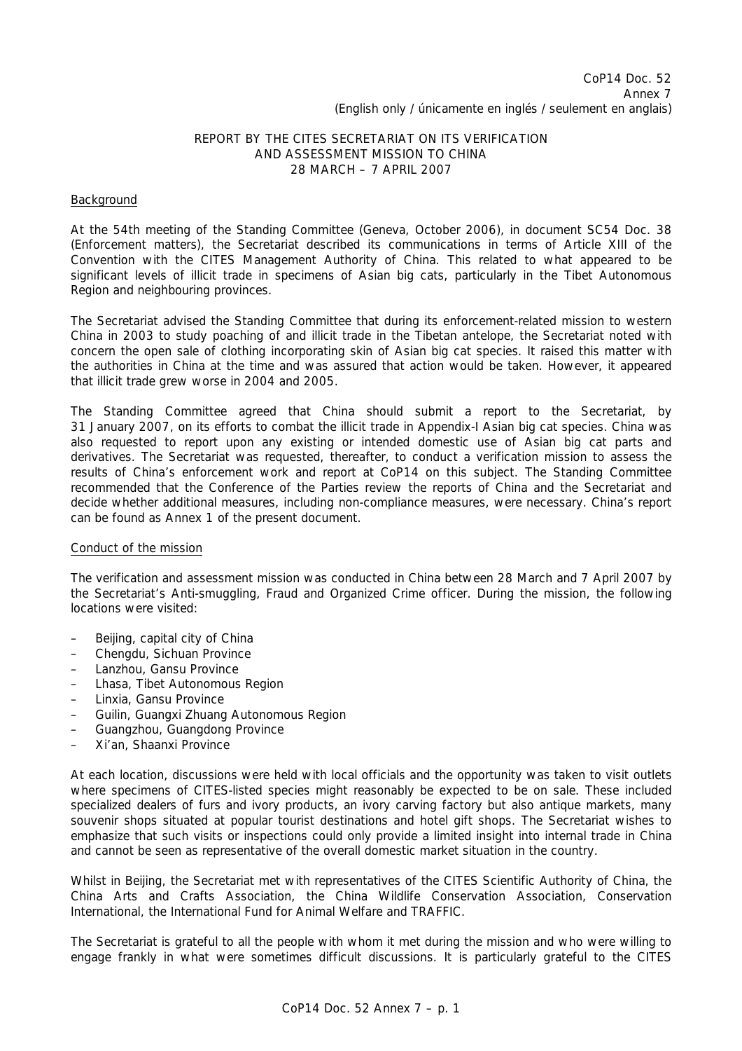CoP14 Doc. 52
Annex 7
(English only / únicamente en inglés / seulement en anglais)

# REPORT BY THE CITES SECRETARIAT ON ITS VERIFICATION AND ASSESSMENT MISSION TO CHINA 28 MARCH – 7 APRIL 2007

## Background

At the 54th meeting of the Standing Committee (Geneva, October 2006), in document SC54 Doc. 38 (Enforcement matters), the Secretariat described its communications in terms of Article XIII of the Convention with the CITES Management Authority of China. This related to what appeared to be significant levels of illicit trade in specimens of Asian big cats, particularly in the Tibet Autonomous Region and neighbouring provinces.

The Secretariat advised the Standing Committee that during its enforcement-related mission to western China in 2003 to study poaching of and illicit trade in the Tibetan antelope, the Secretariat noted with concern the open sale of clothing incorporating skin of Asian big cat species. It raised this matter with the authorities in China at the time and was assured that action would be taken. However, it appeared that illicit trade grew worse in 2004 and 2005.

The Standing Committee agreed that China should submit a report to the Secretariat, by 31 January 2007, on its efforts to combat the illicit trade in Appendix-I Asian big cat species. China was also requested to report upon any existing or intended domestic use of Asian big cat parts and derivatives. The Secretariat was requested, thereafter, to conduct a verification mission to assess the results of China's enforcement work and report at CoP14 on this subject. The Standing Committee recommended that the Conference of the Parties review the reports of China and the Secretariat and decide whether additional measures, including non-compliance measures, were necessary. China's report can be found as Annex 1 of the present document.

## Conduct of the mission

The verification and assessment mission was conducted in China between 28 March and 7 April 2007 by the Secretariat's Anti-smuggling, Fraud and Organized Crime officer. During the mission, the following locations were visited:

- Beijing, capital city of China
- Chengdu, Sichuan Province
- Lanzhou, Gansu Province
- Lhasa, Tibet Autonomous Region
- Linxia, Gansu Province
- Guilin, Guangxi Zhuang Autonomous Region
- Guangzhou, Guangdong Province
- Xi'an, Shaanxi Province

At each location, discussions were held with local officials and the opportunity was taken to visit outlets where specimens of CITES-listed species might reasonably be expected to be on sale. These included specialized dealers of furs and ivory products, an ivory carving factory but also antique markets, many souvenir shops situated at popular tourist destinations and hotel gift shops. The Secretariat wishes to emphasize that such visits or inspections could only provide a limited insight into internal trade in China and cannot be seen as representative of the overall domestic market situation in the country.

Whilst in Beijing, the Secretariat met with representatives of the CITES Scientific Authority of China, the China Arts and Crafts Association, the China Wildlife Conservation Association, Conservation International, the International Fund for Animal Welfare and TRAFFIC.

The Secretariat is grateful to all the people with whom it met during the mission and who were willing to engage frankly in what were sometimes difficult discussions. It is particularly grateful to the CITES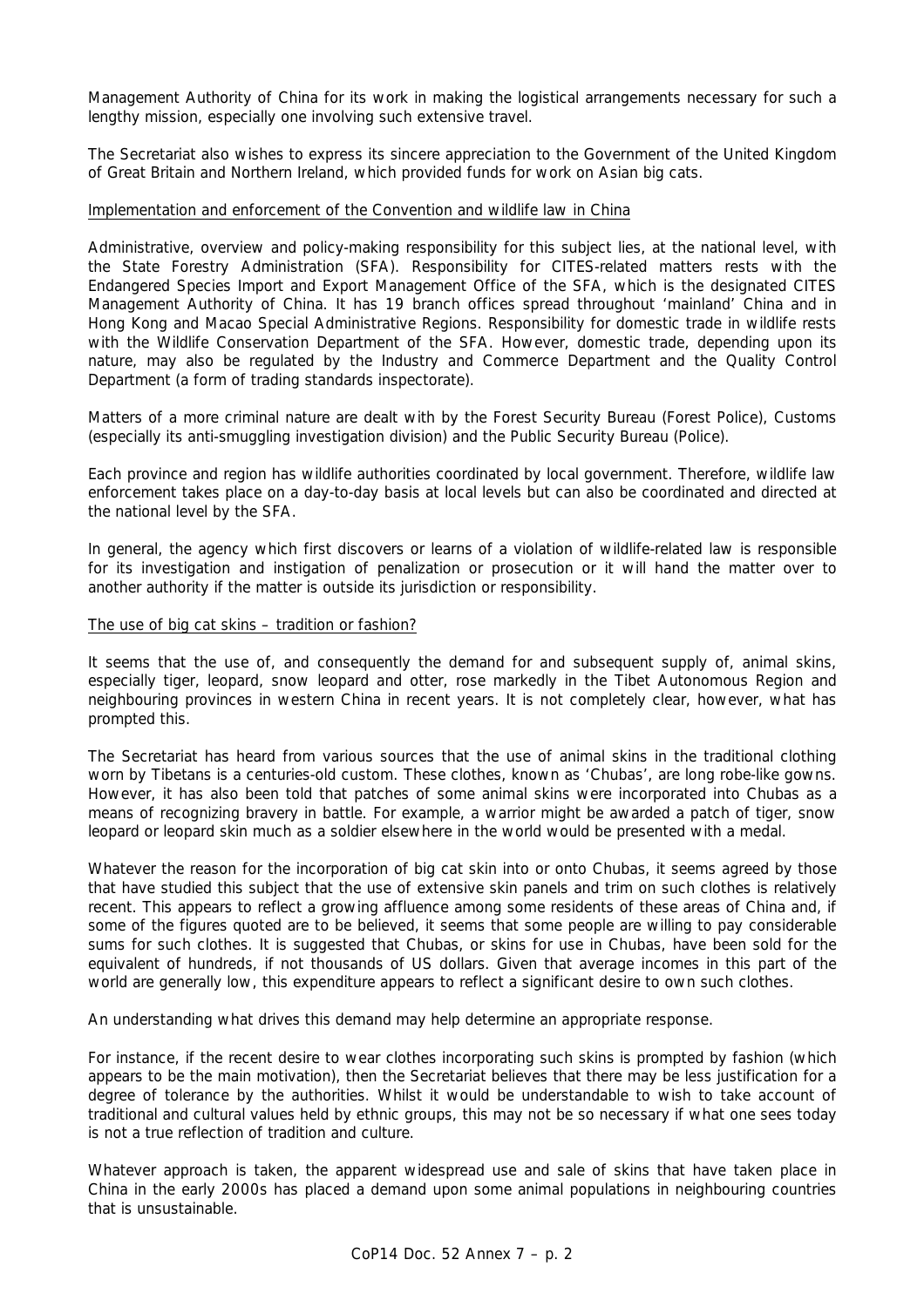Management Authority of China for its work in making the logistical arrangements necessary for such a lengthy mission, especially one involving such extensive travel.

The Secretariat also wishes to express its sincere appreciation to the Government of the United Kingdom of Great Britain and Northern Ireland, which provided funds for work on Asian big cats.

Implementation and enforcement of the Convention and wildlife law in China

Administrative, overview and policy-making responsibility for this subject lies, at the national level, with the State Forestry Administration (SFA). Responsibility for CITES-related matters rests with the Endangered Species Import and Export Management Office of the SFA, which is the designated CITES Management Authority of China. It has 19 branch offices spread throughout 'mainland' China and in Hong Kong and Macao Special Administrative Regions. Responsibility for domestic trade in wildlife rests with the Wildlife Conservation Department of the SFA. However, domestic trade, depending upon its nature, may also be regulated by the Industry and Commerce Department and the Quality Control Department (a form of trading standards inspectorate).

Matters of a more criminal nature are dealt with by the Forest Security Bureau (Forest Police), Customs (especially its anti-smuggling investigation division) and the Public Security Bureau (Police).

Each province and region has wildlife authorities coordinated by local government. Therefore, wildlife law enforcement takes place on a day-to-day basis at local levels but can also be coordinated and directed at the national level by the SFA.

In general, the agency which first discovers or learns of a violation of wildlife-related law is responsible for its investigation and instigation of penalization or prosecution or it will hand the matter over to another authority if the matter is outside its jurisdiction or responsibility.

The use of big cat skins – tradition or fashion?

It seems that the use of, and consequently the demand for and subsequent supply of, animal skins, especially tiger, leopard, snow leopard and otter, rose markedly in the Tibet Autonomous Region and neighbouring provinces in western China in recent years. It is not completely clear, however, what has prompted this.

The Secretariat has heard from various sources that the use of animal skins in the traditional clothing worn by Tibetans is a centuries-old custom. These clothes, known as 'Chubas', are long robe-like gowns. However, it has also been told that patches of some animal skins were incorporated into Chubas as a means of recognizing bravery in battle. For example, a warrior might be awarded a patch of tiger, snow leopard or leopard skin much as a soldier elsewhere in the world would be presented with a medal.

Whatever the reason for the incorporation of big cat skin into or onto Chubas, it seems agreed by those that have studied this subject that the use of extensive skin panels and trim on such clothes is relatively recent. This appears to reflect a growing affluence among some residents of these areas of China and, if some of the figures quoted are to be believed, it seems that some people are willing to pay considerable sums for such clothes. It is suggested that Chubas, or skins for use in Chubas, have been sold for the equivalent of hundreds, if not thousands of US dollars. Given that average incomes in this part of the world are generally low, this expenditure appears to reflect a significant desire to own such clothes.

An understanding what drives this demand may help determine an appropriate response.

For instance, if the recent desire to wear clothes incorporating such skins is prompted by fashion (which appears to be the main motivation), then the Secretariat believes that there may be less justification for a degree of tolerance by the authorities. Whilst it would be understandable to wish to take account of traditional and cultural values held by ethnic groups, this may not be so necessary if what one sees today is not a true reflection of tradition and culture.

Whatever approach is taken, the apparent widespread use and sale of skins that have taken place in China in the early 2000s has placed a demand upon some animal populations in neighbouring countries that is unsustainable.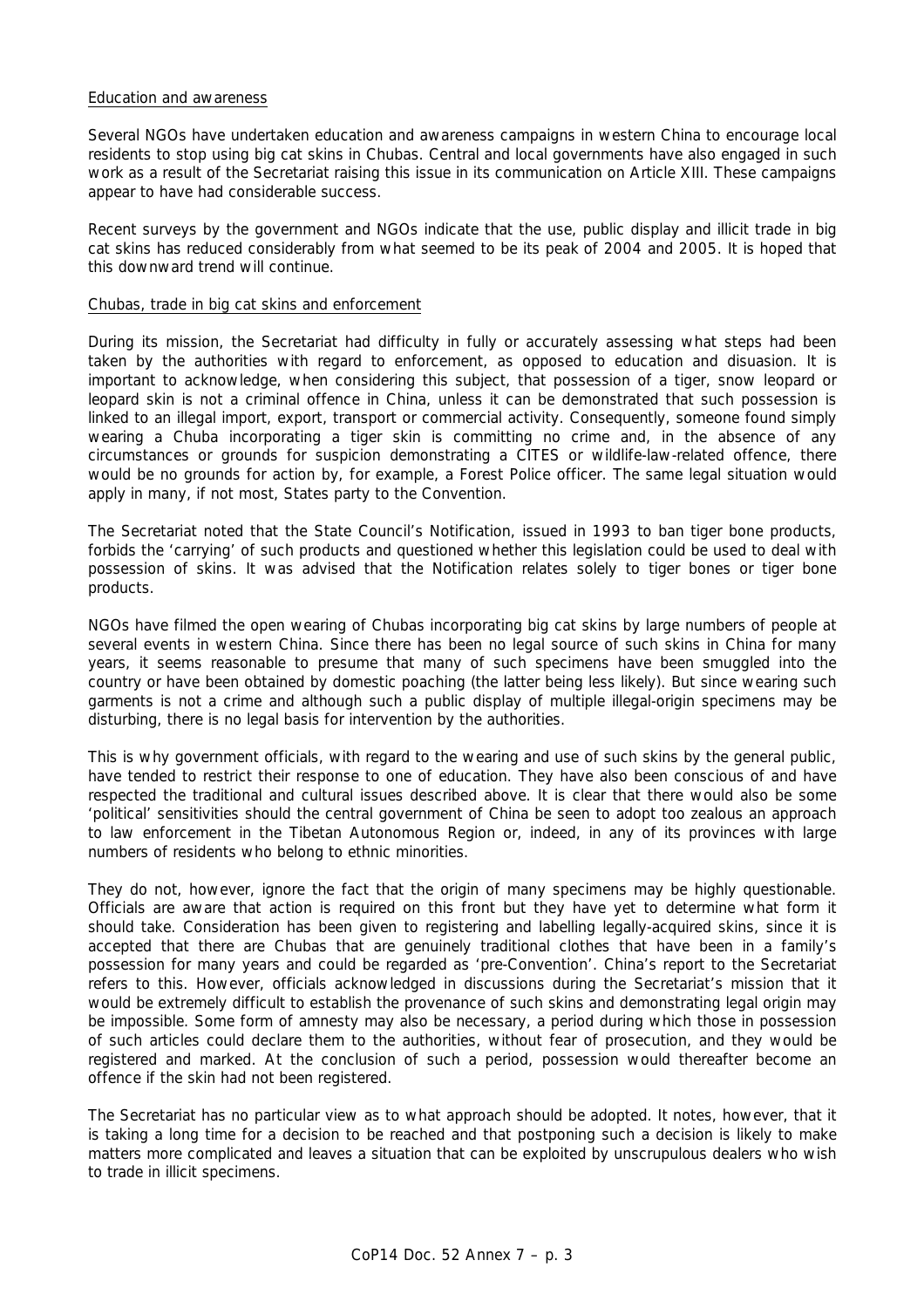Education and awareness

Several NGOs have undertaken education and awareness campaigns in western China to encourage local residents to stop using big cat skins in Chubas. Central and local governments have also engaged in such work as a result of the Secretariat raising this issue in its communication on Article XIII. These campaigns appear to have had considerable success.

Recent surveys by the government and NGOs indicate that the use, public display and illicit trade in big cat skins has reduced considerably from what seemed to be its peak of 2004 and 2005. It is hoped that this downward trend will continue.

Chubas, trade in big cat skins and enforcement

During its mission, the Secretariat had difficulty in fully or accurately assessing what steps had been taken by the authorities with regard to enforcement, as opposed to education and disuasion. It is important to acknowledge, when considering this subject, that possession of a tiger, snow leopard or leopard skin is not a criminal offence in China, unless it can be demonstrated that such possession is linked to an illegal import, export, transport or commercial activity. Consequently, someone found simply wearing a Chuba incorporating a tiger skin is committing no crime and, in the absence of any circumstances or grounds for suspicion demonstrating a CITES or wildlife-law-related offence, there would be no grounds for action by, for example, a Forest Police officer. The same legal situation would apply in many, if not most, States party to the Convention.

The Secretariat noted that the State Council's Notification, issued in 1993 to ban tiger bone products, forbids the 'carrying' of such products and questioned whether this legislation could be used to deal with possession of skins. It was advised that the Notification relates solely to tiger bones or tiger bone products.

NGOs have filmed the open wearing of Chubas incorporating big cat skins by large numbers of people at several events in western China. Since there has been no legal source of such skins in China for many years, it seems reasonable to presume that many of such specimens have been smuggled into the country or have been obtained by domestic poaching (the latter being less likely). But since wearing such garments is not a crime and although such a public display of multiple illegal-origin specimens may be disturbing, there is no legal basis for intervention by the authorities.

This is why government officials, with regard to the wearing and use of such skins by the general public, have tended to restrict their response to one of education. They have also been conscious of and have respected the traditional and cultural issues described above. It is clear that there would also be some 'political' sensitivities should the central government of China be seen to adopt too zealous an approach to law enforcement in the Tibetan Autonomous Region or, indeed, in any of its provinces with large numbers of residents who belong to ethnic minorities.

They do not, however, ignore the fact that the origin of many specimens may be highly questionable. Officials are aware that action is required on this front but they have yet to determine what form it should take. Consideration has been given to registering and labelling legally-acquired skins, since it is accepted that there are Chubas that are genuinely traditional clothes that have been in a family's possession for many years and could be regarded as 'pre-Convention'. China's report to the Secretariat refers to this. However, officials acknowledged in discussions during the Secretariat's mission that it would be extremely difficult to establish the provenance of such skins and demonstrating legal origin may be impossible. Some form of amnesty may also be necessary, a period during which those in possession of such articles could declare them to the authorities, without fear of prosecution, and they would be registered and marked. At the conclusion of such a period, possession would thereafter become an offence if the skin had not been registered.

The Secretariat has no particular view as to what approach should be adopted. It notes, however, that it is taking a long time for a decision to be reached and that postponing such a decision is likely to make matters more complicated and leaves a situation that can be exploited by unscrupulous dealers who wish to trade in illicit specimens.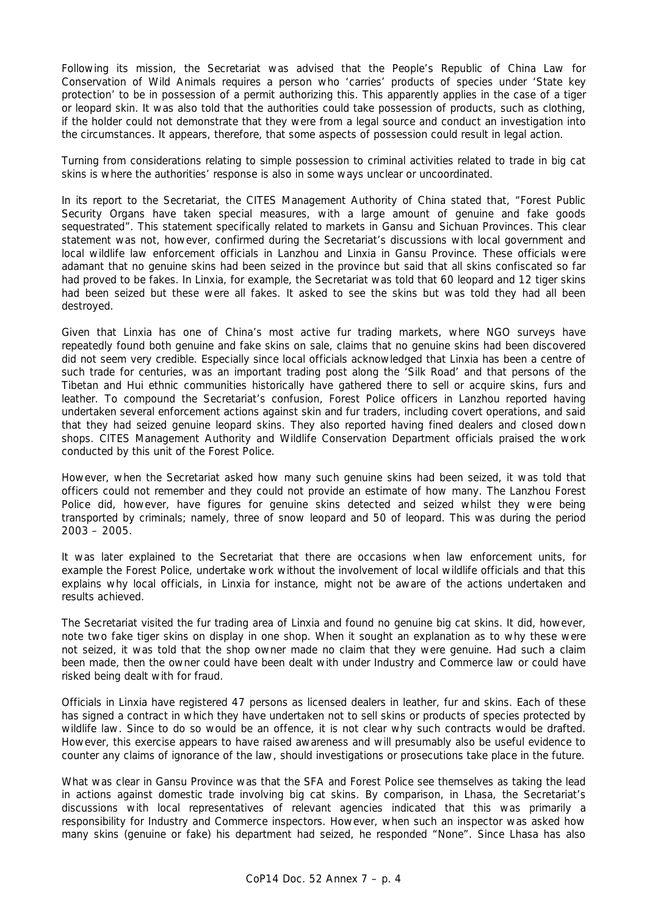Following its mission, the Secretariat was advised that the People's Republic of China Law for Conservation of Wild Animals requires a person who 'carries' products of species under 'State key protection' to be in possession of a permit authorizing this. This apparently applies in the case of a tiger or leopard skin. It was also told that the authorities could take possession of products, such as clothing, if the holder could not demonstrate that they were from a legal source and conduct an investigation into the circumstances. It appears, therefore, that some aspects of possession could result in legal action.

Turning from considerations relating to simple possession to criminal activities related to trade in big cat skins is where the authorities' response is also in some ways unclear or uncoordinated.

In its report to the Secretariat, the CITES Management Authority of China stated that, "Forest Public Security Organs have taken special measures, with a large amount of genuine and fake goods sequestrated". This statement specifically related to markets in Gansu and Sichuan Provinces. This clear statement was not, however, confirmed during the Secretariat's discussions with local government and local wildlife law enforcement officials in Lanzhou and Linxia in Gansu Province. These officials were adamant that no genuine skins had been seized in the province but said that all skins confiscated so far had proved to be fakes. In Linxia, for example, the Secretariat was told that 60 leopard and 12 tiger skins had been seized but these were all fakes. It asked to see the skins but was told they had all been destroyed.

Given that Linxia has one of China's most active fur trading markets, where NGO surveys have repeatedly found both genuine and fake skins on sale, claims that no genuine skins had been discovered did not seem very credible. Especially since local officials acknowledged that Linxia has been a centre of such trade for centuries, was an important trading post along the 'Silk Road' and that persons of the Tibetan and Hui ethnic communities historically have gathered there to sell or acquire skins, furs and leather. To compound the Secretariat's confusion, Forest Police officers in Lanzhou reported having undertaken several enforcement actions against skin and fur traders, including covert operations, and said that they had seized genuine leopard skins. They also reported having fined dealers and closed down shops. CITES Management Authority and Wildlife Conservation Department officials praised the work conducted by this unit of the Forest Police.

However, when the Secretariat asked how many such genuine skins had been seized, it was told that officers could not remember and they could not provide an estimate of how many. The Lanzhou Forest Police did, however, have figures for genuine skins detected and seized whilst they were being transported by criminals; namely, three of snow leopard and 50 of leopard. This was during the period 2003 – 2005.

It was later explained to the Secretariat that there are occasions when law enforcement units, for example the Forest Police, undertake work without the involvement of local wildlife officials and that this explains why local officials, in Linxia for instance, might not be aware of the actions undertaken and results achieved.

The Secretariat visited the fur trading area of Linxia and found no genuine big cat skins. It did, however, note two fake tiger skins on display in one shop. When it sought an explanation as to why these were not seized, it was told that the shop owner made no claim that they were genuine. Had such a claim been made, then the owner could have been dealt with under Industry and Commerce law or could have risked being dealt with for fraud.

Officials in Linxia have registered 47 persons as licensed dealers in leather, fur and skins. Each of these has signed a contract in which they have undertaken not to sell skins or products of species protected by wildlife law. Since to do so would be an offence, it is not clear why such contracts would be drafted. However, this exercise appears to have raised awareness and will presumably also be useful evidence to counter any claims of ignorance of the law, should investigations or prosecutions take place in the future.

What was clear in Gansu Province was that the SFA and Forest Police see themselves as taking the lead in actions against domestic trade involving big cat skins. By comparison, in Lhasa, the Secretariat's discussions with local representatives of relevant agencies indicated that this was primarily a responsibility for Industry and Commerce inspectors. However, when such an inspector was asked how many skins (genuine or fake) his department had seized, he responded "None". Since Lhasa has also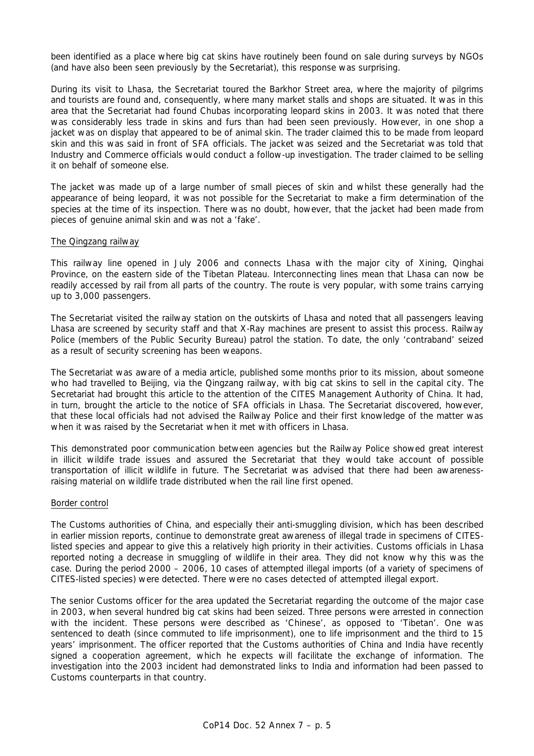been identified as a place where big cat skins have routinely been found on sale during surveys by NGOs (and have also been seen previously by the Secretariat), this response was surprising.

During its visit to Lhasa, the Secretariat toured the Barkhor Street area, where the majority of pilgrims and tourists are found and, consequently, where many market stalls and shops are situated. It was in this area that the Secretariat had found Chubas incorporating leopard skins in 2003. It was noted that there was considerably less trade in skins and furs than had been seen previously. However, in one shop a jacket was on display that appeared to be of animal skin. The trader claimed this to be made from leopard skin and this was said in front of SFA officials. The jacket was seized and the Secretariat was told that Industry and Commerce officials would conduct a follow-up investigation. The trader claimed to be selling it on behalf of someone else.

The jacket was made up of a large number of small pieces of skin and whilst these generally had the appearance of being leopard, it was not possible for the Secretariat to make a firm determination of the species at the time of its inspection. There was no doubt, however, that the jacket had been made from pieces of genuine animal skin and was not a 'fake'.

<u>The Qingzang railway</u>

This railway line opened in July 2006 and connects Lhasa with the major city of Xining, Qinghai Province, on the eastern side of the Tibetan Plateau. Interconnecting lines mean that Lhasa can now be readily accessed by rail from all parts of the country. The route is very popular, with some trains carrying up to 3,000 passengers.

The Secretariat visited the railway station on the outskirts of Lhasa and noted that all passengers leaving Lhasa are screened by security staff and that X-Ray machines are present to assist this process. Railway Police (members of the Public Security Bureau) patrol the station. To date, the only 'contraband' seized as a result of security screening has been weapons.

The Secretariat was aware of a media article, published some months prior to its mission, about someone who had travelled to Beijing, via the Qingzang railway, with big cat skins to sell in the capital city. The Secretariat had brought this article to the attention of the CITES Management Authority of China. It had, in turn, brought the article to the notice of SFA officials in Lhasa. The Secretariat discovered, however, that these local officials had not advised the Railway Police and their first knowledge of the matter was when it was raised by the Secretariat when it met with officers in Lhasa.

This demonstrated poor communication between agencies but the Railway Police showed great interest in illicit wildlife trade issues and assured the Secretariat that they would take account of possible transportation of illicit wildlife in future. The Secretariat was advised that there had been awareness-raising material on wildlife trade distributed when the rail line first opened.

<u>Border control</u>

The Customs authorities of China, and especially their anti-smuggling division, which has been described in earlier mission reports, continue to demonstrate great awareness of illegal trade in specimens of CITES-listed species and appear to give this a relatively high priority in their activities. Customs officials in Lhasa reported noting a decrease in smuggling of wildlife in their area. They did not know why this was the case. During the period 2000 – 2006, 10 cases of attempted illegal imports (of a variety of specimens of CITES-listed species) were detected. There were no cases detected of attempted illegal export.

The senior Customs officer for the area updated the Secretariat regarding the outcome of the major case in 2003, when several hundred big cat skins had been seized. Three persons were arrested in connection with the incident. These persons were described as 'Chinese', as opposed to 'Tibetan'. One was sentenced to death (since commuted to life imprisonment), one to life imprisonment and the third to 15 years' imprisonment. The officer reported that the Customs authorities of China and India have recently signed a cooperation agreement, which he expects will facilitate the exchange of information. The investigation into the 2003 incident had demonstrated links to India and information had been passed to Customs counterparts in that country.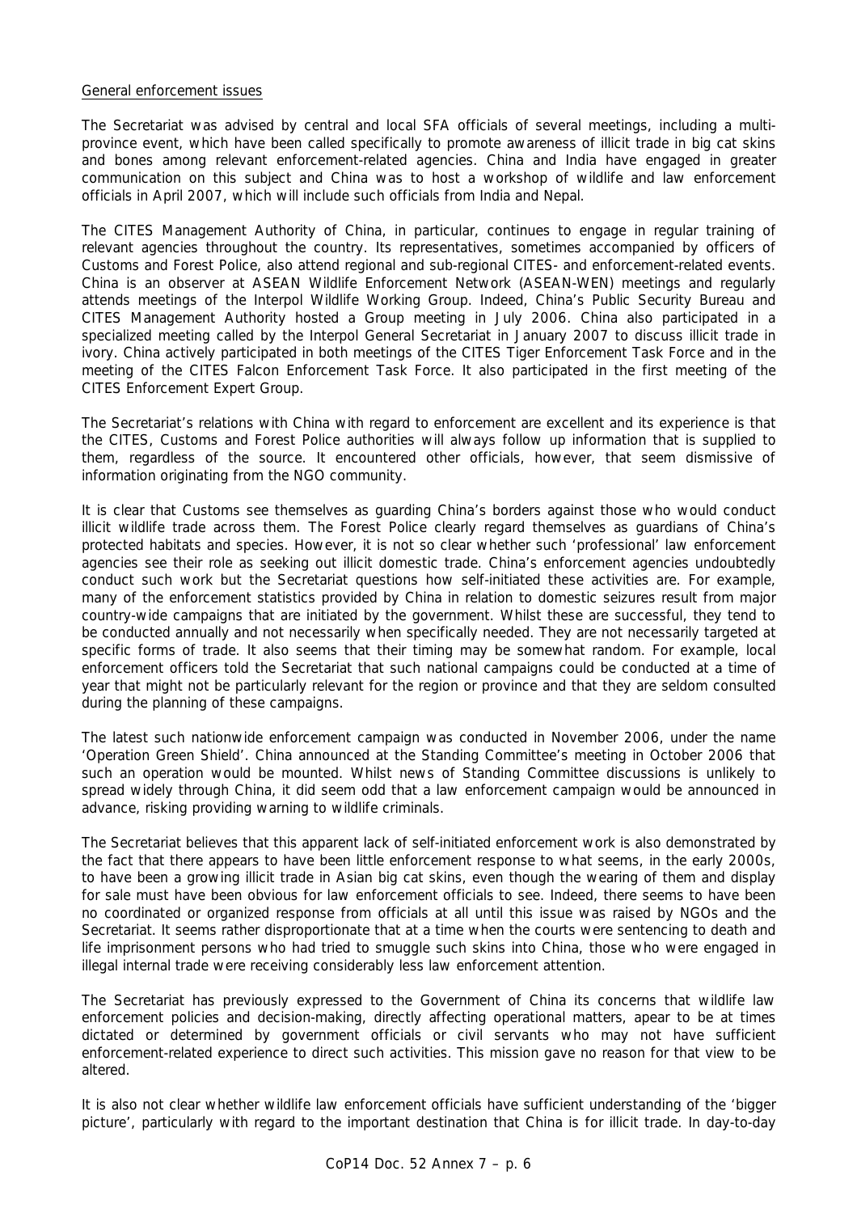General enforcement issues

The Secretariat was advised by central and local SFA officials of several meetings, including a multi-province event, which have been called specifically to promote awareness of illicit trade in big cat skins and bones among relevant enforcement-related agencies. China and India have engaged in greater communication on this subject and China was to host a workshop of wildlife and law enforcement officials in April 2007, which will include such officials from India and Nepal.

The CITES Management Authority of China, in particular, continues to engage in regular training of relevant agencies throughout the country. Its representatives, sometimes accompanied by officers of Customs and Forest Police, also attend regional and sub-regional CITES- and enforcement-related events. China is an observer at ASEAN Wildlife Enforcement Network (ASEAN-WEN) meetings and regularly attends meetings of the Interpol Wildlife Working Group. Indeed, China's Public Security Bureau and CITES Management Authority hosted a Group meeting in July 2006. China also participated in a specialized meeting called by the Interpol General Secretariat in January 2007 to discuss illicit trade in ivory. China actively participated in both meetings of the CITES Tiger Enforcement Task Force and in the meeting of the CITES Falcon Enforcement Task Force. It also participated in the first meeting of the CITES Enforcement Expert Group.

The Secretariat's relations with China with regard to enforcement are excellent and its experience is that the CITES, Customs and Forest Police authorities will always follow up information that is supplied to them, regardless of the source. It encountered other officials, however, that seem dismissive of information originating from the NGO community.

It is clear that Customs see themselves as guarding China's borders against those who would conduct illicit wildlife trade across them. The Forest Police clearly regard themselves as guardians of China's protected habitats and species. However, it is not so clear whether such 'professional' law enforcement agencies see their role as seeking out illicit domestic trade. China's enforcement agencies undoubtedly conduct such work but the Secretariat questions how self-initiated these activities are. For example, many of the enforcement statistics provided by China in relation to domestic seizures result from major country-wide campaigns that are initiated by the government. Whilst these are successful, they tend to be conducted annually and not necessarily when specifically needed. They are not necessarily targeted at specific forms of trade. It also seems that their timing may be somewhat random. For example, local enforcement officers told the Secretariat that such national campaigns could be conducted at a time of year that might not be particularly relevant for the region or province and that they are seldom consulted during the planning of these campaigns.

The latest such nationwide enforcement campaign was conducted in November 2006, under the name 'Operation Green Shield'. China announced at the Standing Committee's meeting in October 2006 that such an operation would be mounted. Whilst news of Standing Committee discussions is unlikely to spread widely through China, it did seem odd that a law enforcement campaign would be announced in advance, risking providing warning to wildlife criminals.

The Secretariat believes that this apparent lack of self-initiated enforcement work is also demonstrated by the fact that there appears to have been little enforcement response to what seems, in the early 2000s, to have been a growing illicit trade in Asian big cat skins, even though the wearing of them and display for sale must have been obvious for law enforcement officials to see. Indeed, there seems to have been no coordinated or organized response from officials at all until this issue was raised by NGOs and the Secretariat. It seems rather disproportionate that at a time when the courts were sentencing to death and life imprisonment persons who had tried to smuggle such skins into China, those who were engaged in illegal internal trade were receiving considerably less law enforcement attention.

The Secretariat has previously expressed to the Government of China its concerns that wildlife law enforcement policies and decision-making, directly affecting operational matters, apear to be at times dictated or determined by government officials or civil servants who may not have sufficient enforcement-related experience to direct such activities. This mission gave no reason for that view to be altered.

It is also not clear whether wildlife law enforcement officials have sufficient understanding of the 'bigger picture', particularly with regard to the important destination that China is for illicit trade. In day-to-day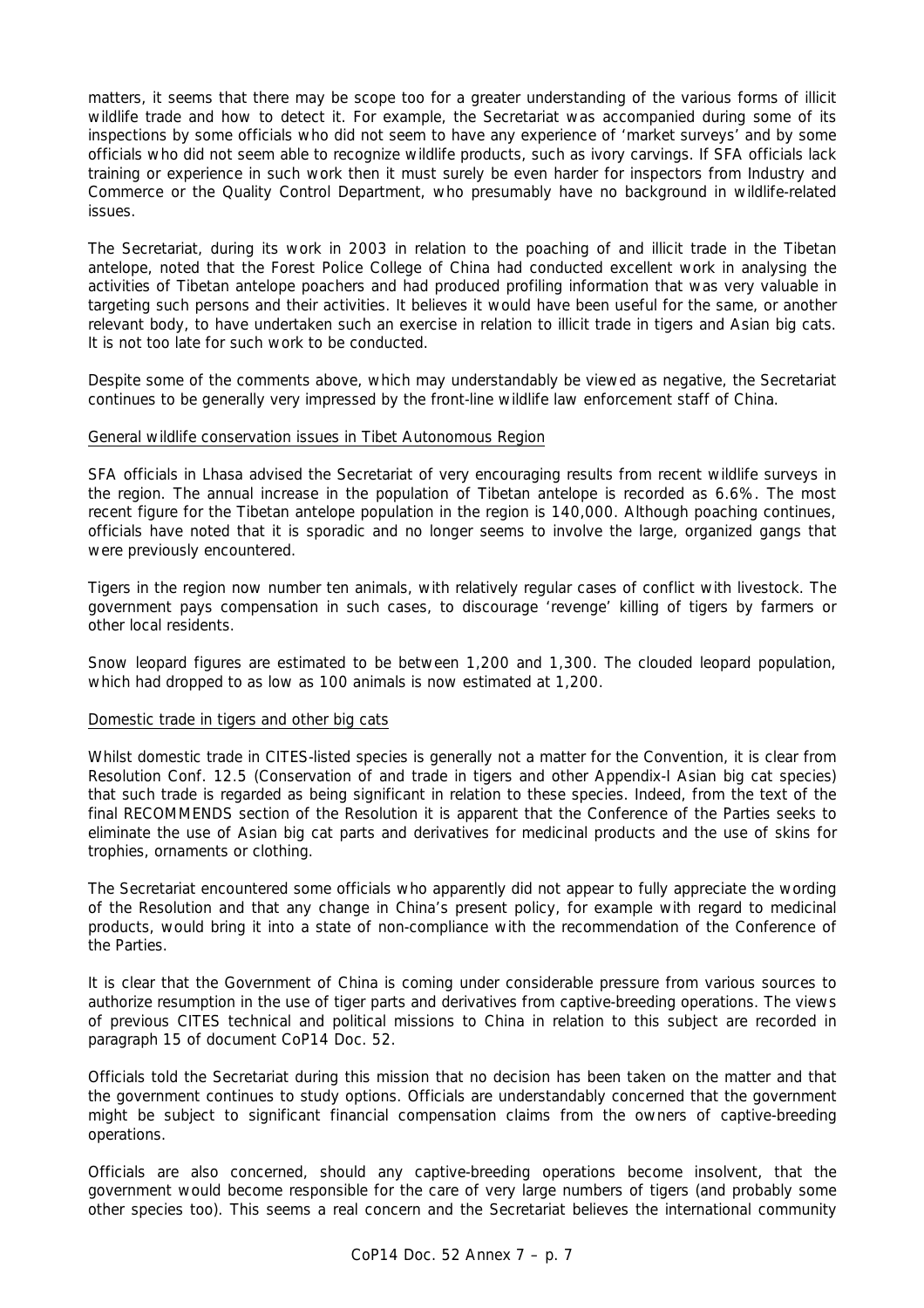matters, it seems that there may be scope too for a greater understanding of the various forms of illicit wildlife trade and how to detect it. For example, the Secretariat was accompanied during some of its inspections by some officials who did not seem to have any experience of 'market surveys' and by some officials who did not seem able to recognize wildlife products, such as ivory carvings. If SFA officials lack training or experience in such work then it must surely be even harder for inspectors from Industry and Commerce or the Quality Control Department, who presumably have no background in wildlife-related issues.

The Secretariat, during its work in 2003 in relation to the poaching of and illicit trade in the Tibetan antelope, noted that the Forest Police College of China had conducted excellent work in analysing the activities of Tibetan antelope poachers and had produced profiling information that was very valuable in targeting such persons and their activities. It believes it would have been useful for the same, or another relevant body, to have undertaken such an exercise in relation to illicit trade in tigers and Asian big cats. It is not too late for such work to be conducted.

Despite some of the comments above, which may understandably be viewed as negative, the Secretariat continues to be generally very impressed by the front-line wildlife law enforcement staff of China.

<u>General wildlife conservation issues in Tibet Autonomous Region</u>

SFA officials in Lhasa advised the Secretariat of very encouraging results from recent wildlife surveys in the region. The annual increase in the population of Tibetan antelope is recorded as 6.6%. The most recent figure for the Tibetan antelope population in the region is 140,000. Although poaching continues, officials have noted that it is sporadic and no longer seems to involve the large, organized gangs that were previously encountered.

Tigers in the region now number ten animals, with relatively regular cases of conflict with livestock. The government pays compensation in such cases, to discourage 'revenge' killing of tigers by farmers or other local residents.

Snow leopard figures are estimated to be between 1,200 and 1,300. The clouded leopard population, which had dropped to as low as 100 animals is now estimated at 1,200.

<u>Domestic trade in tigers and other big cats</u>

Whilst domestic trade in CITES-listed species is generally not a matter for the Convention, it is clear from Resolution Conf. 12.5 (Conservation of and trade in tigers and other Appendix-I Asian big cat species) that such trade is regarded as being significant in relation to these species. Indeed, from the text of the final RECOMMENDS section of the Resolution it is apparent that the Conference of the Parties seeks to eliminate the use of Asian big cat parts and derivatives for medicinal products and the use of skins for trophies, ornaments or clothing.

The Secretariat encountered some officials who apparently did not appear to fully appreciate the wording of the Resolution and that any change in China's present policy, for example with regard to medicinal products, would bring it into a state of non-compliance with the recommendation of the Conference of the Parties.

It is clear that the Government of China is coming under considerable pressure from various sources to authorize resumption in the use of tiger parts and derivatives from captive-breeding operations. The views of previous CITES technical and political missions to China in relation to this subject are recorded in paragraph 15 of document CoP14 Doc. 52.

Officials told the Secretariat during this mission that no decision has been taken on the matter and that the government continues to study options. Officials are understandably concerned that the government might be subject to significant financial compensation claims from the owners of captive-breeding operations.

Officials are also concerned, should any captive-breeding operations become insolvent, that the government would become responsible for the care of very large numbers of tigers (and probably some other species too). This seems a real concern and the Secretariat believes the international community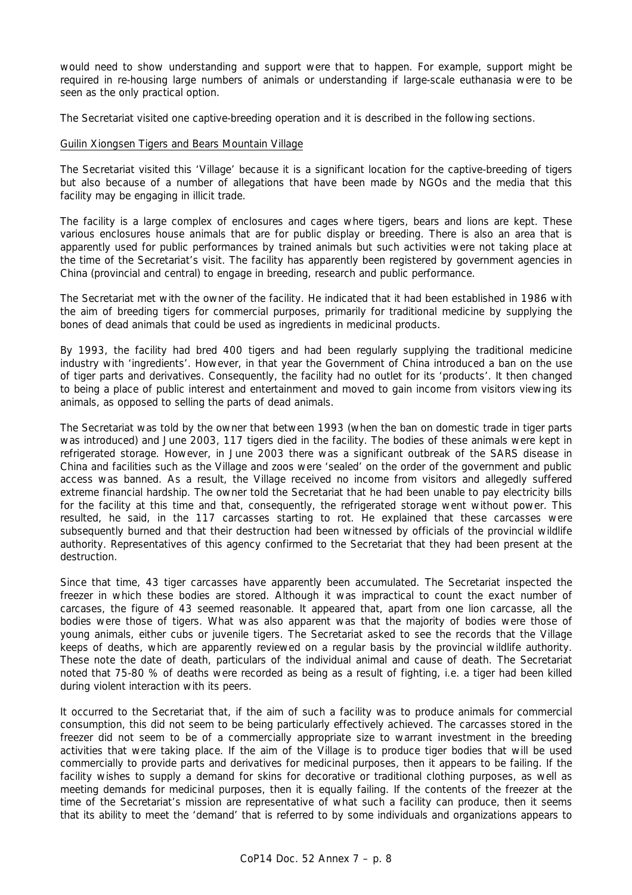would need to show understanding and support were that to happen. For example, support might be required in re-housing large numbers of animals or understanding if large-scale euthanasia were to be seen as the only practical option.

The Secretariat visited one captive-breeding operation and it is described in the following sections.

Guilin Xiongsen Tigers and Bears Mountain Village

The Secretariat visited this 'Village' because it is a significant location for the captive-breeding of tigers but also because of a number of allegations that have been made by NGOs and the media that this facility may be engaging in illicit trade.

The facility is a large complex of enclosures and cages where tigers, bears and lions are kept. These various enclosures house animals that are for public display or breeding. There is also an area that is apparently used for public performances by trained animals but such activities were not taking place at the time of the Secretariat's visit. The facility has apparently been registered by government agencies in China (provincial and central) to engage in breeding, research and public performance.

The Secretariat met with the owner of the facility. He indicated that it had been established in 1986 with the aim of breeding tigers for commercial purposes, primarily for traditional medicine by supplying the bones of dead animals that could be used as ingredients in medicinal products.

By 1993, the facility had bred 400 tigers and had been regularly supplying the traditional medicine industry with 'ingredients'. However, in that year the Government of China introduced a ban on the use of tiger parts and derivatives. Consequently, the facility had no outlet for its 'products'. It then changed to being a place of public interest and entertainment and moved to gain income from visitors viewing its animals, as opposed to selling the parts of dead animals.

The Secretariat was told by the owner that between 1993 (when the ban on domestic trade in tiger parts was introduced) and June 2003, 117 tigers died in the facility. The bodies of these animals were kept in refrigerated storage. However, in June 2003 there was a significant outbreak of the SARS disease in China and facilities such as the Village and zoos were 'sealed' on the order of the government and public access was banned. As a result, the Village received no income from visitors and allegedly suffered extreme financial hardship. The owner told the Secretariat that he had been unable to pay electricity bills for the facility at this time and that, consequently, the refrigerated storage went without power. This resulted, he said, in the 117 carcasses starting to rot. He explained that these carcasses were subsequently burned and that their destruction had been witnessed by officials of the provincial wildlife authority. Representatives of this agency confirmed to the Secretariat that they had been present at the destruction.

Since that time, 43 tiger carcasses have apparently been accumulated. The Secretariat inspected the freezer in which these bodies are stored. Although it was impractical to count the exact number of carcases, the figure of 43 seemed reasonable. It appeared that, apart from one lion carcasse, all the bodies were those of tigers. What was also apparent was that the majority of bodies were those of young animals, either cubs or juvenile tigers. The Secretariat asked to see the records that the Village keeps of deaths, which are apparently reviewed on a regular basis by the provincial wildlife authority. These note the date of death, particulars of the individual animal and cause of death. The Secretariat noted that 75-80 % of deaths were recorded as being as a result of fighting, i.e. a tiger had been killed during violent interaction with its peers.

It occurred to the Secretariat that, if the aim of such a facility was to produce animals for commercial consumption, this did not seem to be being particularly effectively achieved. The carcasses stored in the freezer did not seem to be of a commercially appropriate size to warrant investment in the breeding activities that were taking place. If the aim of the Village is to produce tiger bodies that will be used commercially to provide parts and derivatives for medicinal purposes, then it appears to be failing. If the facility wishes to supply a demand for skins for decorative or traditional clothing purposes, as well as meeting demands for medicinal purposes, then it is equally failing. If the contents of the freezer at the time of the Secretariat's mission are representative of what such a facility can produce, then it seems that its ability to meet the 'demand' that is referred to by some individuals and organizations appears to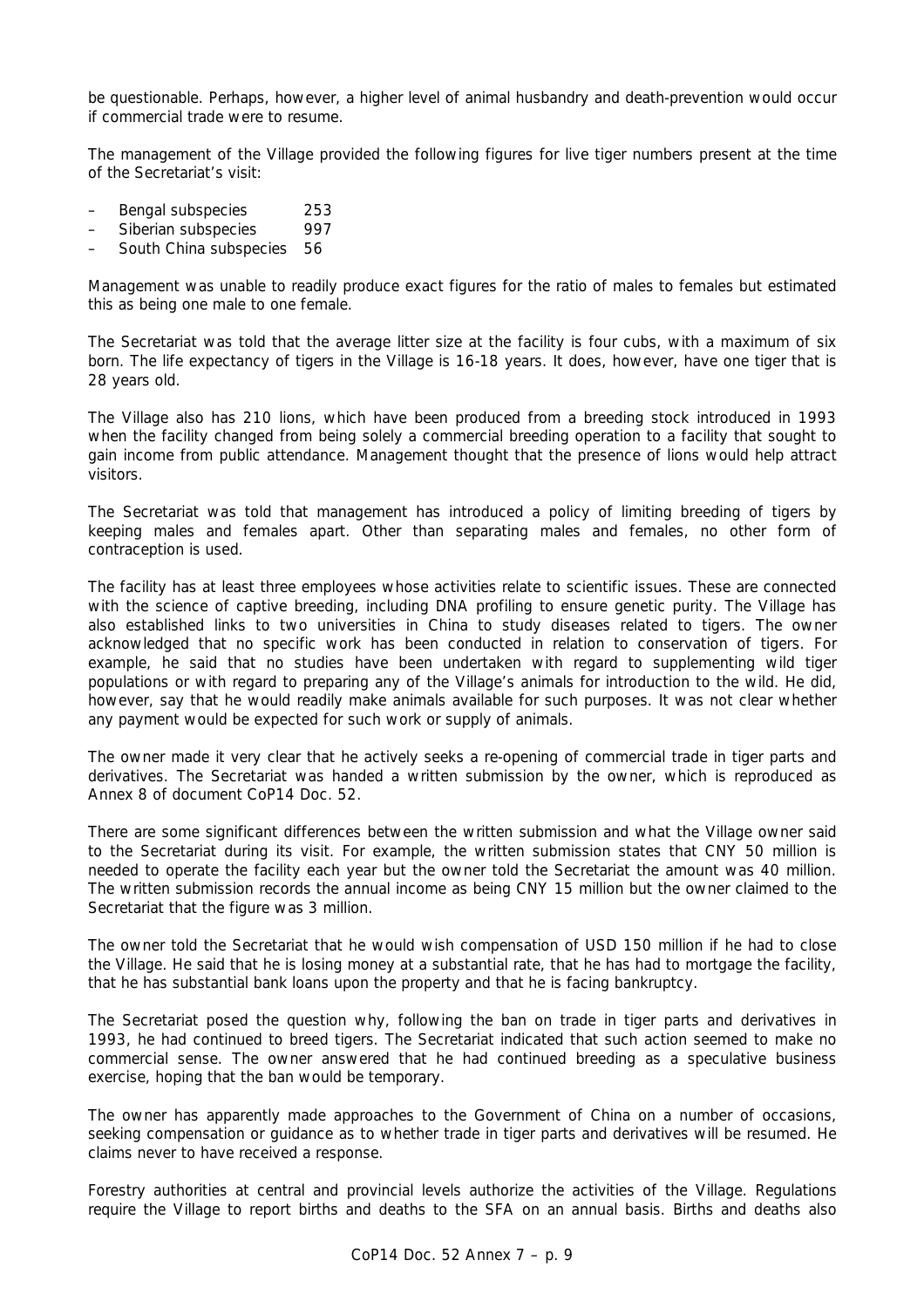be questionable. Perhaps, however, a higher level of animal husbandry and death-prevention would occur if commercial trade were to resume.

The management of the Village provided the following figures for live tiger numbers present at the time of the Secretariat's visit:

- Bengal subspecies 253
- Siberian subspecies 997
- South China subspecies 56

Management was unable to readily produce exact figures for the ratio of males to females but estimated this as being one male to one female.

The Secretariat was told that the average litter size at the facility is four cubs, with a maximum of six born. The life expectancy of tigers in the Village is 16-18 years. It does, however, have one tiger that is 28 years old.

The Village also has 210 lions, which have been produced from a breeding stock introduced in 1993 when the facility changed from being solely a commercial breeding operation to a facility that sought to gain income from public attendance. Management thought that the presence of lions would help attract visitors.

The Secretariat was told that management has introduced a policy of limiting breeding of tigers by keeping males and females apart. Other than separating males and females, no other form of contraception is used.

The facility has at least three employees whose activities relate to scientific issues. These are connected with the science of captive breeding, including DNA profiling to ensure genetic purity. The Village has also established links to two universities in China to study diseases related to tigers. The owner acknowledged that no specific work has been conducted in relation to conservation of tigers. For example, he said that no studies have been undertaken with regard to supplementing wild tiger populations or with regard to preparing any of the Village's animals for introduction to the wild. He did, however, say that he would readily make animals available for such purposes. It was not clear whether any payment would be expected for such work or supply of animals.

The owner made it very clear that he actively seeks a re-opening of commercial trade in tiger parts and derivatives. The Secretariat was handed a written submission by the owner, which is reproduced as Annex 8 of document CoP14 Doc. 52.

There are some significant differences between the written submission and what the Village owner said to the Secretariat during its visit. For example, the written submission states that CNY 50 million is needed to operate the facility each year but the owner told the Secretariat the amount was 40 million. The written submission records the annual income as being CNY 15 million but the owner claimed to the Secretariat that the figure was 3 million.

The owner told the Secretariat that he would wish compensation of USD 150 million if he had to close the Village. He said that he is losing money at a substantial rate, that he has had to mortgage the facility, that he has substantial bank loans upon the property and that he is facing bankruptcy.

The Secretariat posed the question why, following the ban on trade in tiger parts and derivatives in 1993, he had continued to breed tigers. The Secretariat indicated that such action seemed to make no commercial sense. The owner answered that he had continued breeding as a speculative business exercise, hoping that the ban would be temporary.

The owner has apparently made approaches to the Government of China on a number of occasions, seeking compensation or guidance as to whether trade in tiger parts and derivatives will be resumed. He claims never to have received a response.

Forestry authorities at central and provincial levels authorize the activities of the Village. Regulations require the Village to report births and deaths to the SFA on an annual basis. Births and deaths also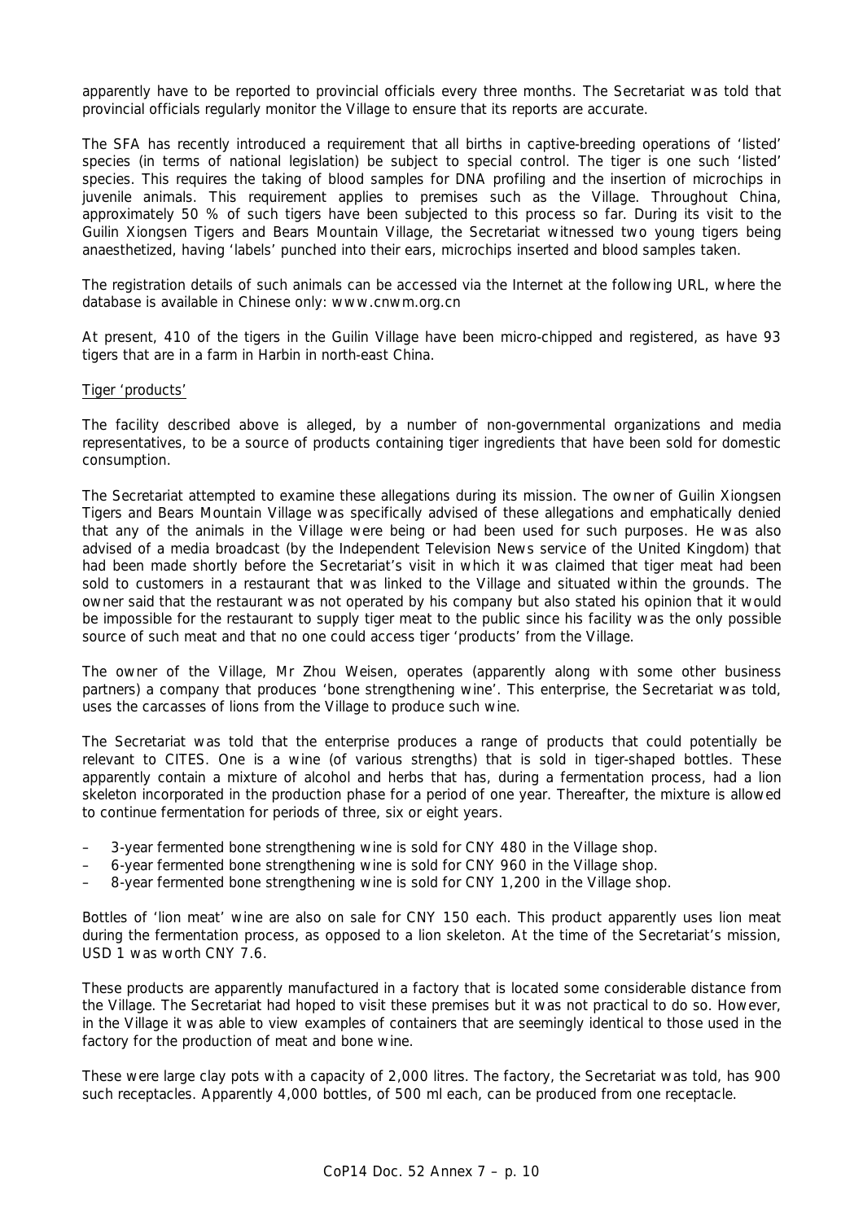apparently have to be reported to provincial officials every three months. The Secretariat was told that provincial officials regularly monitor the Village to ensure that its reports are accurate.

The SFA has recently introduced a requirement that all births in captive-breeding operations of 'listed' species (in terms of national legislation) be subject to special control. The tiger is one such 'listed' species. This requires the taking of blood samples for DNA profiling and the insertion of microchips in juvenile animals. This requirement applies to premises such as the Village. Throughout China, approximately 50 % of such tigers have been subjected to this process so far. During its visit to the Guilin Xiongsen Tigers and Bears Mountain Village, the Secretariat witnessed two young tigers being anaesthetized, having 'labels' punched into their ears, microchips inserted and blood samples taken.

The registration details of such animals can be accessed via the Internet at the following URL, where the database is available in Chinese only: www.cnwm.org.cn

At present, 410 of the tigers in the Guilin Village have been micro-chipped and registered, as have 93 tigers that are in a farm in Harbin in north-east China.

Tiger 'products'

The facility described above is alleged, by a number of non-governmental organizations and media representatives, to be a source of products containing tiger ingredients that have been sold for domestic consumption.

The Secretariat attempted to examine these allegations during its mission. The owner of Guilin Xiongsen Tigers and Bears Mountain Village was specifically advised of these allegations and emphatically denied that any of the animals in the Village were being or had been used for such purposes. He was also advised of a media broadcast (by the Independent Television News service of the United Kingdom) that had been made shortly before the Secretariat's visit in which it was claimed that tiger meat had been sold to customers in a restaurant that was linked to the Village and situated within the grounds. The owner said that the restaurant was not operated by his company but also stated his opinion that it would be impossible for the restaurant to supply tiger meat to the public since his facility was the only possible source of such meat and that no one could access tiger 'products' from the Village.

The owner of the Village, Mr Zhou Weisen, operates (apparently along with some other business partners) a company that produces 'bone strengthening wine'. This enterprise, the Secretariat was told, uses the carcasses of lions from the Village to produce such wine.

The Secretariat was told that the enterprise produces a range of products that could potentially be relevant to CITES. One is a wine (of various strengths) that is sold in tiger-shaped bottles. These apparently contain a mixture of alcohol and herbs that has, during a fermentation process, had a lion skeleton incorporated in the production phase for a period of one year. Thereafter, the mixture is allowed to continue fermentation for periods of three, six or eight years.

- 3-year fermented bone strengthening wine is sold for CNY 480 in the Village shop.
- 6-year fermented bone strengthening wine is sold for CNY 960 in the Village shop.
- 8-year fermented bone strengthening wine is sold for CNY 1,200 in the Village shop.

Bottles of 'lion meat' wine are also on sale for CNY 150 each. This product apparently uses lion meat during the fermentation process, as opposed to a lion skeleton. At the time of the Secretariat's mission, USD 1 was worth CNY 7.6.

These products are apparently manufactured in a factory that is located some considerable distance from the Village. The Secretariat had hoped to visit these premises but it was not practical to do so. However, in the Village it was able to view examples of containers that are seemingly identical to those used in the factory for the production of meat and bone wine.

These were large clay pots with a capacity of 2,000 litres. The factory, the Secretariat was told, has 900 such receptacles. Apparently 4,000 bottles, of 500 ml each, can be produced from one receptacle.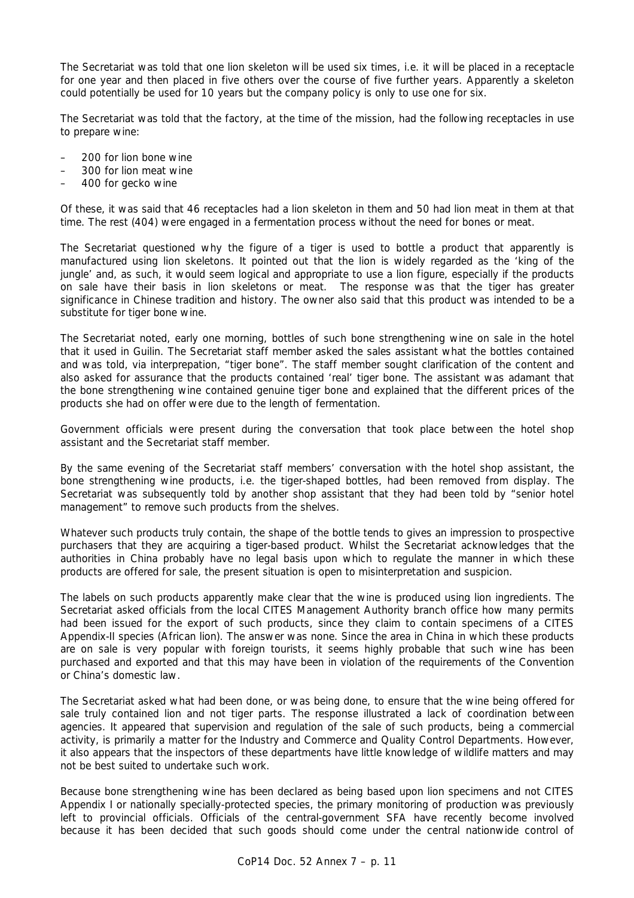The Secretariat was told that one lion skeleton will be used six times, i.e. it will be placed in a receptacle for one year and then placed in five others over the course of five further years. Apparently a skeleton could potentially be used for 10 years but the company policy is only to use one for six.

The Secretariat was told that the factory, at the time of the mission, had the following receptacles in use to prepare wine:

- 200 for lion bone wine
- 300 for lion meat wine
- 400 for gecko wine

Of these, it was said that 46 receptacles had a lion skeleton in them and 50 had lion meat in them at that time. The rest (404) were engaged in a fermentation process without the need for bones or meat.

The Secretariat questioned why the figure of a tiger is used to bottle a product that apparently is manufactured using lion skeletons. It pointed out that the lion is widely regarded as the 'king of the jungle' and, as such, it would seem logical and appropriate to use a lion figure, especially if the products on sale have their basis in lion skeletons or meat. The response was that the tiger has greater significance in Chinese tradition and history. The owner also said that this product was intended to be a substitute for tiger bone wine.

The Secretariat noted, early one morning, bottles of such bone strengthening wine on sale in the hotel that it used in Guilin. The Secretariat staff member asked the sales assistant what the bottles contained and was told, via interprepation, "tiger bone". The staff member sought clarification of the content and also asked for assurance that the products contained 'real' tiger bone. The assistant was adamant that the bone strengthening wine contained genuine tiger bone and explained that the different prices of the products she had on offer were due to the length of fermentation.

Government officials were present during the conversation that took place between the hotel shop assistant and the Secretariat staff member.

By the same evening of the Secretariat staff members' conversation with the hotel shop assistant, the bone strengthening wine products, i.e. the tiger-shaped bottles, had been removed from display. The Secretariat was subsequently told by another shop assistant that they had been told by "senior hotel management" to remove such products from the shelves.

Whatever such products truly contain, the shape of the bottle tends to gives an impression to prospective purchasers that they are acquiring a tiger-based product. Whilst the Secretariat acknowledges that the authorities in China probably have no legal basis upon which to regulate the manner in which these products are offered for sale, the present situation is open to misinterpretation and suspicion.

The labels on such products apparently make clear that the wine is produced using lion ingredients. The Secretariat asked officials from the local CITES Management Authority branch office how many permits had been issued for the export of such products, since they claim to contain specimens of a CITES Appendix-II species (African lion). The answer was none. Since the area in China in which these products are on sale is very popular with foreign tourists, it seems highly probable that such wine has been purchased and exported and that this may have been in violation of the requirements of the Convention or China's domestic law.

The Secretariat asked what had been done, or was being done, to ensure that the wine being offered for sale truly contained lion and not tiger parts. The response illustrated a lack of coordination between agencies. It appeared that supervision and regulation of the sale of such products, being a commercial activity, is primarily a matter for the Industry and Commerce and Quality Control Departments. However, it also appears that the inspectors of these departments have little knowledge of wildlife matters and may not be best suited to undertake such work.

Because bone strengthening wine has been declared as being based upon lion specimens and not CITES Appendix I or nationally specially-protected species, the primary monitoring of production was previously left to provincial officials. Officials of the central-government SFA have recently become involved because it has been decided that such goods should come under the central nationwide control of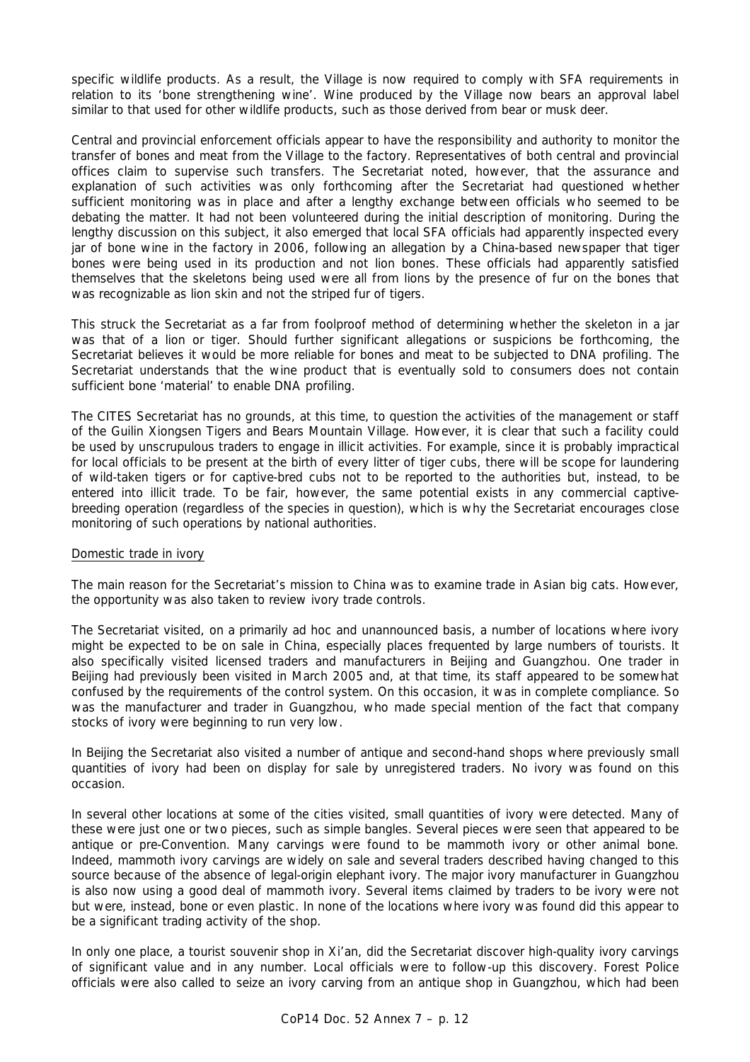specific wildlife products. As a result, the Village is now required to comply with SFA requirements in relation to its 'bone strengthening wine'. Wine produced by the Village now bears an approval label similar to that used for other wildlife products, such as those derived from bear or musk deer.

Central and provincial enforcement officials appear to have the responsibility and authority to monitor the transfer of bones and meat from the Village to the factory. Representatives of both central and provincial offices claim to supervise such transfers. The Secretariat noted, however, that the assurance and explanation of such activities was only forthcoming after the Secretariat had questioned whether sufficient monitoring was in place and after a lengthy exchange between officials who seemed to be debating the matter. It had not been volunteered during the initial description of monitoring. During the lengthy discussion on this subject, it also emerged that local SFA officials had apparently inspected every jar of bone wine in the factory in 2006, following an allegation by a China-based newspaper that tiger bones were being used in its production and not lion bones. These officials had apparently satisfied themselves that the skeletons being used were all from lions by the presence of fur on the bones that was recognizable as lion skin and not the striped fur of tigers.

This struck the Secretariat as a far from foolproof method of determining whether the skeleton in a jar was that of a lion or tiger. Should further significant allegations or suspicions be forthcoming, the Secretariat believes it would be more reliable for bones and meat to be subjected to DNA profiling. The Secretariat understands that the wine product that is eventually sold to consumers does not contain sufficient bone 'material' to enable DNA profiling.

The CITES Secretariat has no grounds, at this time, to question the activities of the management or staff of the Guilin Xiongsen Tigers and Bears Mountain Village. However, it is clear that such a facility could be used by unscrupulous traders to engage in illicit activities. For example, since it is probably impractical for local officials to be present at the birth of every litter of tiger cubs, there will be scope for laundering of wild-taken tigers or for captive-bred cubs not to be reported to the authorities but, instead, to be entered into illicit trade. To be fair, however, the same potential exists in any commercial captive-breeding operation (regardless of the species in question), which is why the Secretariat encourages close monitoring of such operations by national authorities.

Domestic trade in ivory

The main reason for the Secretariat's mission to China was to examine trade in Asian big cats. However, the opportunity was also taken to review ivory trade controls.

The Secretariat visited, on a primarily ad hoc and unannounced basis, a number of locations where ivory might be expected to be on sale in China, especially places frequented by large numbers of tourists. It also specifically visited licensed traders and manufacturers in Beijing and Guangzhou. One trader in Beijing had previously been visited in March 2005 and, at that time, its staff appeared to be somewhat confused by the requirements of the control system. On this occasion, it was in complete compliance. So was the manufacturer and trader in Guangzhou, who made special mention of the fact that company stocks of ivory were beginning to run very low.

In Beijing the Secretariat also visited a number of antique and second-hand shops where previously small quantities of ivory had been on display for sale by unregistered traders. No ivory was found on this occasion.

In several other locations at some of the cities visited, small quantities of ivory were detected. Many of these were just one or two pieces, such as simple bangles. Several pieces were seen that appeared to be antique or pre-Convention. Many carvings were found to be mammoth ivory or other animal bone. Indeed, mammoth ivory carvings are widely on sale and several traders described having changed to this source because of the absence of legal-origin elephant ivory. The major ivory manufacturer in Guangzhou is also now using a good deal of mammoth ivory. Several items claimed by traders to be ivory were not but were, instead, bone or even plastic. In none of the locations where ivory was found did this appear to be a significant trading activity of the shop.

In only one place, a tourist souvenir shop in Xi'an, did the Secretariat discover high-quality ivory carvings of significant value and in any number. Local officials were to follow-up this discovery. Forest Police officials were also called to seize an ivory carving from an antique shop in Guangzhou, which had been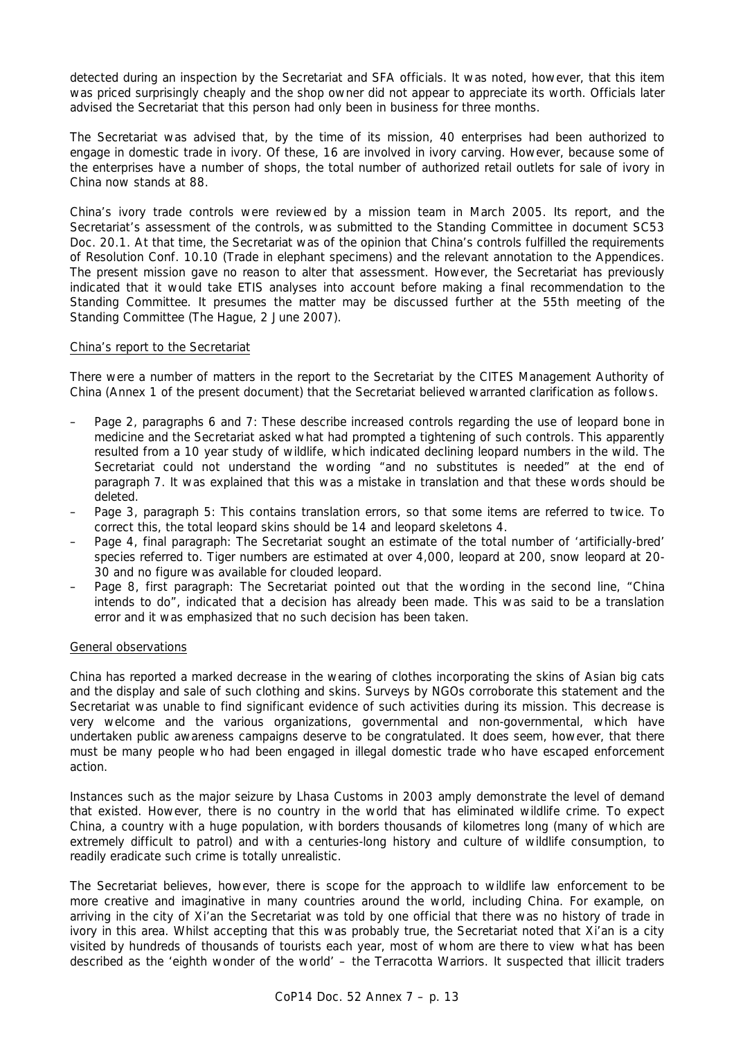detected during an inspection by the Secretariat and SFA officials. It was noted, however, that this item was priced surprisingly cheaply and the shop owner did not appear to appreciate its worth. Officials later advised the Secretariat that this person had only been in business for three months.

The Secretariat was advised that, by the time of its mission, 40 enterprises had been authorized to engage in domestic trade in ivory. Of these, 16 are involved in ivory carving. However, because some of the enterprises have a number of shops, the total number of authorized retail outlets for sale of ivory in China now stands at 88.

China's ivory trade controls were reviewed by a mission team in March 2005. Its report, and the Secretariat's assessment of the controls, was submitted to the Standing Committee in document SC53 Doc. 20.1. At that time, the Secretariat was of the opinion that China's controls fulfilled the requirements of Resolution Conf. 10.10 (Trade in elephant specimens) and the relevant annotation to the Appendices. The present mission gave no reason to alter that assessment. However, the Secretariat has previously indicated that it would take ETIS analyses into account before making a final recommendation to the Standing Committee. It presumes the matter may be discussed further at the 55th meeting of the Standing Committee (The Hague, 2 June 2007).

China's report to the Secretariat

There were a number of matters in the report to the Secretariat by the CITES Management Authority of China (Annex 1 of the present document) that the Secretariat believed warranted clarification as follows.

- Page 2, paragraphs 6 and 7: These describe increased controls regarding the use of leopard bone in medicine and the Secretariat asked what had prompted a tightening of such controls. This apparently resulted from a 10 year study of wildlife, which indicated declining leopard numbers in the wild. The Secretariat could not understand the wording "and no substitutes is needed" at the end of paragraph 7. It was explained that this was a mistake in translation and that these words should be deleted.
- Page 3, paragraph 5: This contains translation errors, so that some items are referred to twice. To correct this, the total leopard skins should be 14 and leopard skeletons 4.
- Page 4, final paragraph: The Secretariat sought an estimate of the total number of 'artificially-bred' species referred to. Tiger numbers are estimated at over 4,000, leopard at 200, snow leopard at 20-30 and no figure was available for clouded leopard.
- Page 8, first paragraph: The Secretariat pointed out that the wording in the second line, "China intends to do", indicated that a decision has already been made. This was said to be a translation error and it was emphasized that no such decision has been taken.

General observations

China has reported a marked decrease in the wearing of clothes incorporating the skins of Asian big cats and the display and sale of such clothing and skins. Surveys by NGOs corroborate this statement and the Secretariat was unable to find significant evidence of such activities during its mission. This decrease is very welcome and the various organizations, governmental and non-governmental, which have undertaken public awareness campaigns deserve to be congratulated. It does seem, however, that there must be many people who had been engaged in illegal domestic trade who have escaped enforcement action.

Instances such as the major seizure by Lhasa Customs in 2003 amply demonstrate the level of demand that existed. However, there is no country in the world that has eliminated wildlife crime. To expect China, a country with a huge population, with borders thousands of kilometres long (many of which are extremely difficult to patrol) and with a centuries-long history and culture of wildlife consumption, to readily eradicate such crime is totally unrealistic.

The Secretariat believes, however, there is scope for the approach to wildlife law enforcement to be more creative and imaginative in many countries around the world, including China. For example, on arriving in the city of Xi'an the Secretariat was told by one official that there was no history of trade in ivory in this area. Whilst accepting that this was probably true, the Secretariat noted that Xi'an is a city visited by hundreds of thousands of tourists each year, most of whom are there to view what has been described as the 'eighth wonder of the world' – the Terracotta Warriors. It suspected that illicit traders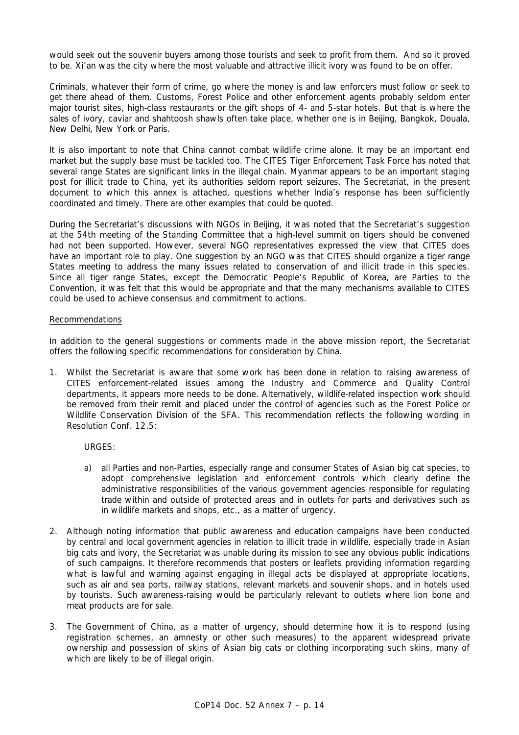would seek out the souvenir buyers among those tourists and seek to profit from them. And so it proved to be. Xi'an was the city where the most valuable and attractive illicit ivory was found to be on offer.

Criminals, whatever their form of crime, go where the money is and law enforcers must follow or seek to get there ahead of them. Customs, Forest Police and other enforcement agents probably seldom enter major tourist sites, high-class restaurants or the gift shops of 4- and 5-star hotels. But that is where the sales of ivory, caviar and shahtoosh shawls often take place, whether one is in Beijing, Bangkok, Douala, New Delhi, New York or Paris.

It is also important to note that China cannot combat wildlife crime alone. It may be an important end market but the supply base must be tackled too. The CITES Tiger Enforcement Task Force has noted that several range States are significant links in the illegal chain. Myanmar appears to be an important staging post for illicit trade to China, yet its authorities seldom report seizures. The Secretariat, in the present document to which this annex is attached, questions whether India's response has been sufficiently coordinated and timely. There are other examples that could be quoted.

During the Secretariat's discussions with NGOs in Beijing, it was noted that the Secretariat's suggestion at the 54th meeting of the Standing Committee that a high-level summit on tigers should be convened had not been supported. However, several NGO representatives expressed the view that CITES does have an important role to play. One suggestion by an NGO was that CITES should organize a tiger range States meeting to address the many issues related to conservation of and illicit trade in this species. Since all tiger range States, except the Democratic People's Republic of Korea, are Parties to the Convention, it was felt that this would be appropriate and that the many mechanisms available to CITES could be used to achieve consensus and commitment to actions.

Recommendations

In addition to the general suggestions or comments made in the above mission report, the Secretariat offers the following specific recommendations for consideration by China.

1. Whilst the Secretariat is aware that some work has been done in relation to raising awareness of CITES enforcement-related issues among the Industry and Commerce and Quality Control departments, it appears more needs to be done. Alternatively, wildlife-related inspection work should be removed from their remit and placed under the control of agencies such as the Forest Police or Wildlife Conservation Division of the SFA. This recommendation reflects the following wording in Resolution Conf. 12.5:

   URGES:

   a) all Parties and non-Parties, especially range and consumer States of Asian big cat species, to adopt comprehensive legislation and enforcement controls which clearly define the administrative responsibilities of the various government agencies responsible for regulating trade within and outside of protected areas and in outlets for parts and derivatives such as in wildlife markets and shops, etc., as a matter of urgency.

2. Although noting information that public awareness and education campaigns have been conducted by central and local government agencies in relation to illicit trade in wildlife, especially trade in Asian big cats and ivory, the Secretariat was unable during its mission to see any obvious public indications of such campaigns. It therefore recommends that posters or leaflets providing information regarding what is lawful and warning against engaging in illegal acts be displayed at appropriate locations, such as air and sea ports, railway stations, relevant markets and souvenir shops, and in hotels used by tourists. Such awareness-raising would be particularly relevant to outlets where lion bone and meat products are for sale.

3. The Government of China, as a matter of urgency, should determine how it is to respond (using registration schemes, an amnesty or other such measures) to the apparent widespread private ownership and possession of skins of Asian big cats or clothing incorporating such skins, many of which are likely to be of illegal origin.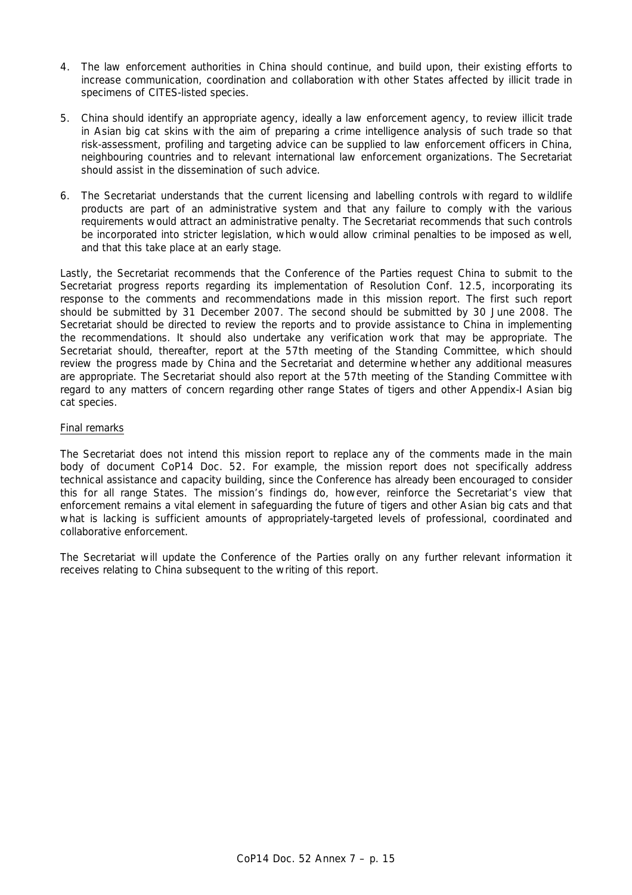4. The law enforcement authorities in China should continue, and build upon, their existing efforts to increase communication, coordination and collaboration with other States affected by illicit trade in specimens of CITES-listed species.

5. China should identify an appropriate agency, ideally a law enforcement agency, to review illicit trade in Asian big cat skins with the aim of preparing a crime intelligence analysis of such trade so that risk-assessment, profiling and targeting advice can be supplied to law enforcement officers in China, neighbouring countries and to relevant international law enforcement organizations. The Secretariat should assist in the dissemination of such advice.

6. The Secretariat understands that the current licensing and labelling controls with regard to wildlife products are part of an administrative system and that any failure to comply with the various requirements would attract an administrative penalty. The Secretariat recommends that such controls be incorporated into stricter legislation, which would allow criminal penalties to be imposed as well, and that this take place at an early stage.

Lastly, the Secretariat recommends that the Conference of the Parties request China to submit to the Secretariat progress reports regarding its implementation of Resolution Conf. 12.5, incorporating its response to the comments and recommendations made in this mission report. The first such report should be submitted by 31 December 2007. The second should be submitted by 30 June 2008. The Secretariat should be directed to review the reports and to provide assistance to China in implementing the recommendations. It should also undertake any verification work that may be appropriate. The Secretariat should, thereafter, report at the 57th meeting of the Standing Committee, which should review the progress made by China and the Secretariat and determine whether any additional measures are appropriate. The Secretariat should also report at the 57th meeting of the Standing Committee with regard to any matters of concern regarding other range States of tigers and other Appendix-I Asian big cat species.

Final remarks

The Secretariat does not intend this mission report to replace any of the comments made in the main body of document CoP14 Doc. 52. For example, the mission report does not specifically address technical assistance and capacity building, since the Conference has already been encouraged to consider this for all range States. The mission's findings do, however, reinforce the Secretariat's view that enforcement remains a vital element in safeguarding the future of tigers and other Asian big cats and that what is lacking is sufficient amounts of appropriately-targeted levels of professional, coordinated and collaborative enforcement.

The Secretariat will update the Conference of the Parties orally on any further relevant information it receives relating to China subsequent to the writing of this report.